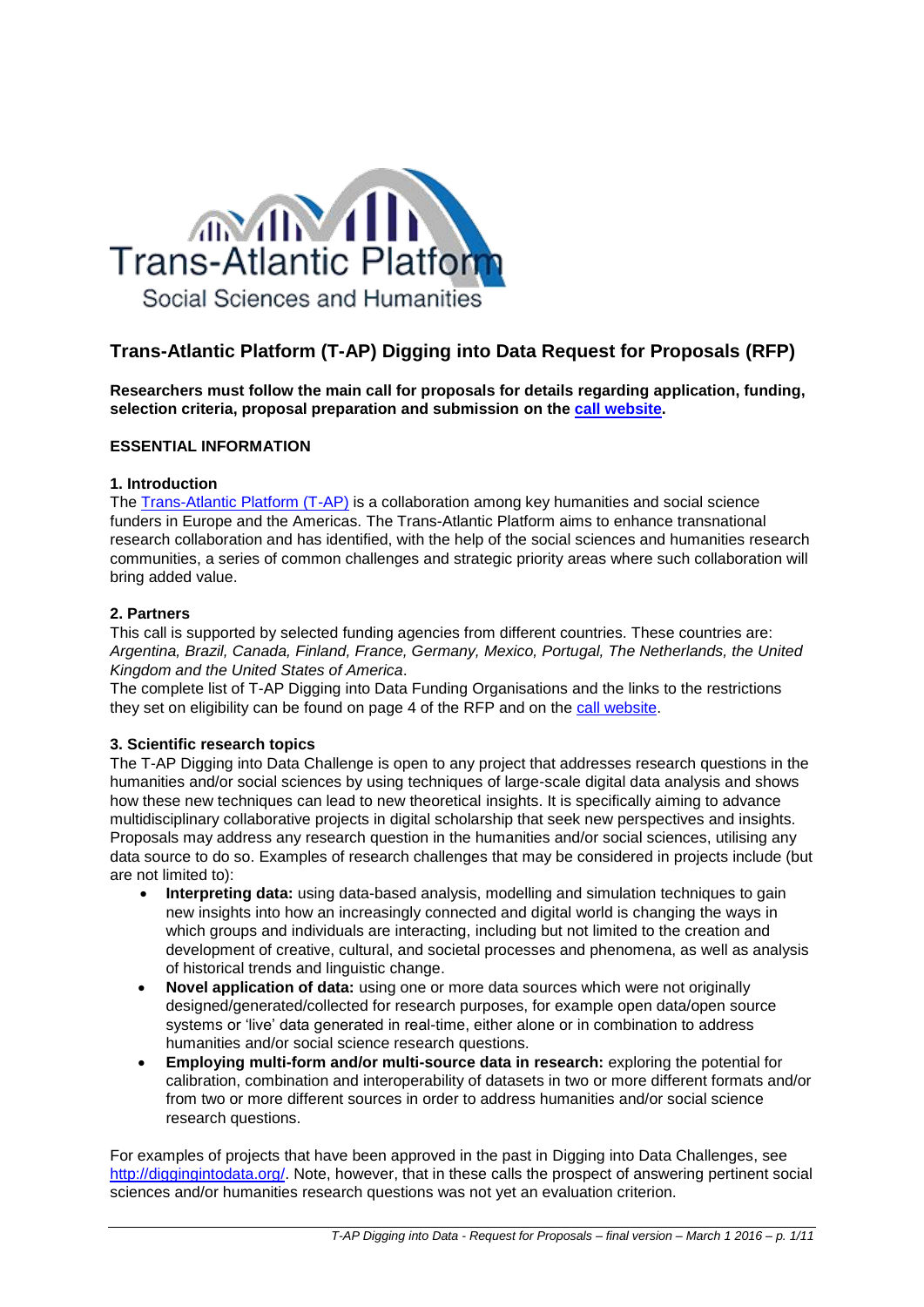Trans-Atlantic Platform

Social Sciences and Humanities

# Trans-Atlantic Platform (T-AP) Digging into Data Request for Proposals (RFP)

**Researchers must follow the main call for proposals for details regarding application, funding, selection criteria, proposal preparation and submission on the call website.**

## ESSENTIAL INFORMATION

### 1. Introduction

The Trans-Atlantic Platform (T-AP) is a collaboration among key humanities and social science funders in Europe and the Americas. The Trans-Atlantic Platform aims to enhance transnational research collaboration and has identified, with the help of the social sciences and humanities research communities, a series of common challenges and strategic priority areas where such collaboration will bring added value.

### 2. Partners

This call is supported by selected funding agencies from different countries. These countries are: *Argentina, Brazil, Canada, Finland, France, Germany, Mexico, Portugal, The Netherlands, the United Kingdom and the United States of America*.

The complete list of T-AP Digging into Data Funding Organisations and the links to the restrictions they set on eligibility can be found on page 4 of the RFP and on the call website.

### 3. Scientific research topics

The T-AP Digging into Data Challenge is open to any project that addresses research questions in the humanities and/or social sciences by using techniques of large-scale digital data analysis and shows how these new techniques can lead to new theoretical insights. It is specifically aiming to advance multidisciplinary collaborative projects in digital scholarship that seek new perspectives and insights. Proposals may address any research question in the humanities and/or social sciences, utilising any data source to do so. Examples of research challenges that may be considered in projects include (but are not limited to):

- **Interpreting data:** using data-based analysis, modelling and simulation techniques to gain new insights into how an increasingly connected and digital world is changing the ways in which groups and individuals are interacting, including but not limited to the creation and development of creative, cultural, and societal processes and phenomena, as well as analysis of historical trends and linguistic change.
- **Novel application of data:** using one or more data sources which were not originally designed/generated/collected for research purposes, for example open data/open source systems or 'live' data generated in real-time, either alone or in combination to address humanities and/or social science research questions.
- **Employing multi-form and/or multi-source data in research:** exploring the potential for calibration, combination and interoperability of datasets in two or more different formats and/or from two or more different sources in order to address humanities and/or social science research questions.

For examples of projects that have been approved in the past in Digging into Data Challenges, see http://diggingintodata.org/. Note, however, that in these calls the prospect of answering pertinent social sciences and/or humanities research questions was not yet an evaluation criterion.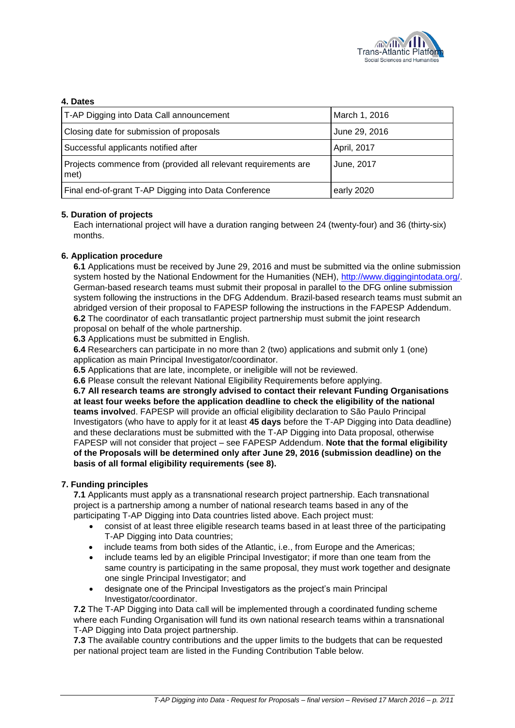## 4. Dates

| | |
|---|---|
| T-AP Digging into Data Call announcement | March 1, 2016 |
| Closing date for submission of proposals | June 29, 2016 |
| Successful applicants notified after | April, 2017 |
| Projects commence from (provided all relevant requirements are met) | June, 2017 |
| Final end-of-grant T-AP Digging into Data Conference | early 2020 |

## 5. Duration of projects

Each international project will have a duration ranging between 24 (twenty-four) and 36 (thirty-six) months.

## 6. Application procedure

**6.1** Applications must be received by June 29, 2016 and must be submitted via the online submission system hosted by the National Endowment for the Humanities (NEH), http://www.diggingintodata.org/. German-based research teams must submit their proposal in parallel to the DFG online submission system following the instructions in the DFG Addendum. Brazil-based research teams must submit an abridged version of their proposal to FAPESP following the instructions in the FAPESP Addendum.

**6.2** The coordinator of each transatlantic project partnership must submit the joint research proposal on behalf of the whole partnership.

**6.3** Applications must be submitted in English.

**6.4** Researchers can participate in no more than 2 (two) applications and submit only 1 (one) application as main Principal Investigator/coordinator.

**6.5** Applications that are late, incomplete, or ineligible will not be reviewed.

**6.6** Please consult the relevant National Eligibility Requirements before applying.

**6.7 All research teams are strongly advised to contact their relevant Funding Organisations at least four weeks before the application deadline to check the eligibility of the national teams involve**d. FAPESP will provide an official eligibility declaration to São Paulo Principal Investigators (who have to apply for it at least **45 days** before the T-AP Digging into Data deadline) and these declarations must be submitted with the T-AP Digging into Data proposal, otherwise FAPESP will not consider that project – see FAPESP Addendum. **Note that the formal eligibility of the Proposals will be determined only after June 29, 2016 (submission deadline) on the basis of all formal eligibility requirements (see 8).**

## 7. Funding principles

**7.1** Applicants must apply as a transnational research project partnership. Each transnational project is a partnership among a number of national research teams based in any of the participating T-AP Digging into Data countries listed above. Each project must:

- consist of at least three eligible research teams based in at least three of the participating T-AP Digging into Data countries;
- include teams from both sides of the Atlantic, i.e., from Europe and the Americas;
- include teams led by an eligible Principal Investigator; if more than one team from the same country is participating in the same proposal, they must work together and designate one single Principal Investigator; and
- designate one of the Principal Investigators as the project's main Principal Investigator/coordinator.

**7.2** The T-AP Digging into Data call will be implemented through a coordinated funding scheme where each Funding Organisation will fund its own national research teams within a transnational T-AP Digging into Data project partnership.

**7.3** The available country contributions and the upper limits to the budgets that can be requested per national project team are listed in the Funding Contribution Table below.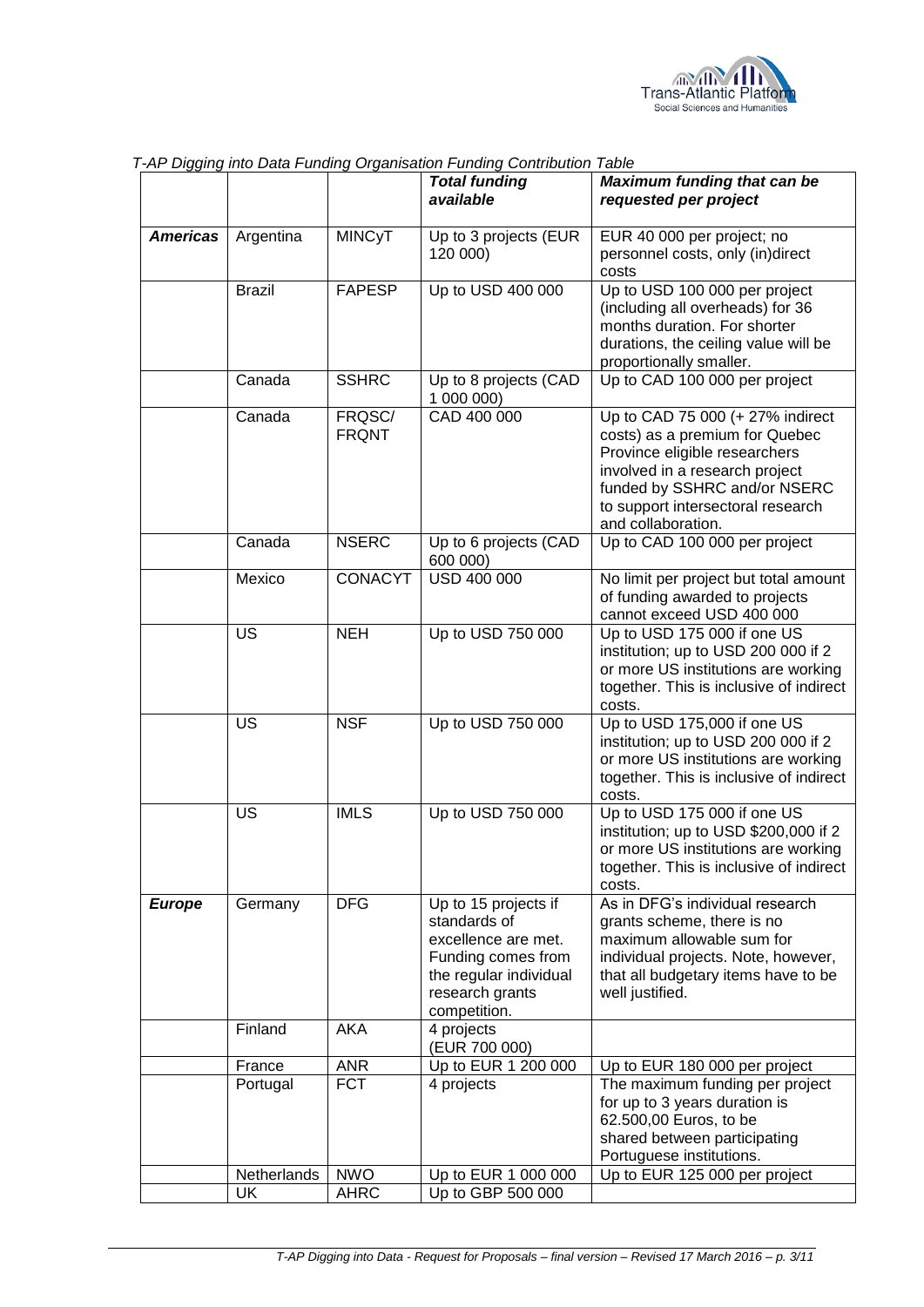*T-AP Digging into Data Funding Organisation Funding Contribution Table*

| | | | ***Total funding available*** | ***Maximum funding that can be requested per project*** |
|---|---|---|---|---|
| ***Americas*** | Argentina | MINCyT | Up to 3 projects (EUR 120 000) | EUR 40 000 per project; no personnel costs, only (in)direct costs |
| | Brazil | FAPESP | Up to USD 400 000 | Up to USD 100 000 per project (including all overheads) for 36 months duration. For shorter durations, the ceiling value will be proportionally smaller. |
| | Canada | SSHRC | Up to 8 projects (CAD 1 000 000) | Up to CAD 100 000 per project |
| | Canada | FRQSC/ FRQNT | CAD 400 000 | Up to CAD 75 000 (+ 27% indirect costs) as a premium for Quebec Province eligible researchers involved in a research project funded by SSHRC and/or NSERC to support intersectoral research and collaboration. |
| | Canada | NSERC | Up to 6 projects (CAD 600 000) | Up to CAD 100 000 per project |
| | Mexico | CONACYT | USD 400 000 | No limit per project but total amount of funding awarded to projects cannot exceed USD 400 000 |
| | US | NEH | Up to USD 750 000 | Up to USD 175 000 if one US institution; up to USD 200 000 if 2 or more US institutions are working together. This is inclusive of indirect costs. |
| | US | NSF | Up to USD 750 000 | Up to USD 175,000 if one US institution; up to USD 200 000 if 2 or more US institutions are working together. This is inclusive of indirect costs. |
| | US | IMLS | Up to USD 750 000 | Up to USD 175 000 if one US institution; up to USD $200,000 if 2 or more US institutions are working together. This is inclusive of indirect costs. |
| ***Europe*** | Germany | DFG | Up to 15 projects if standards of excellence are met. Funding comes from the regular individual research grants competition. | As in DFG's individual research grants scheme, there is no maximum allowable sum for individual projects. Note, however, that all budgetary items have to be well justified. |
| | Finland | AKA | 4 projects (EUR 700 000) | |
| | France | ANR | Up to EUR 1 200 000 | Up to EUR 180 000 per project |
| | Portugal | FCT | 4 projects | The maximum funding per project for up to 3 years duration is 62.500,00 Euros, to be shared between participating Portuguese institutions. |
| | Netherlands | NWO | Up to EUR 1 000 000 | Up to EUR 125 000 per project |
| | UK | AHRC | Up to GBP 500 000 | |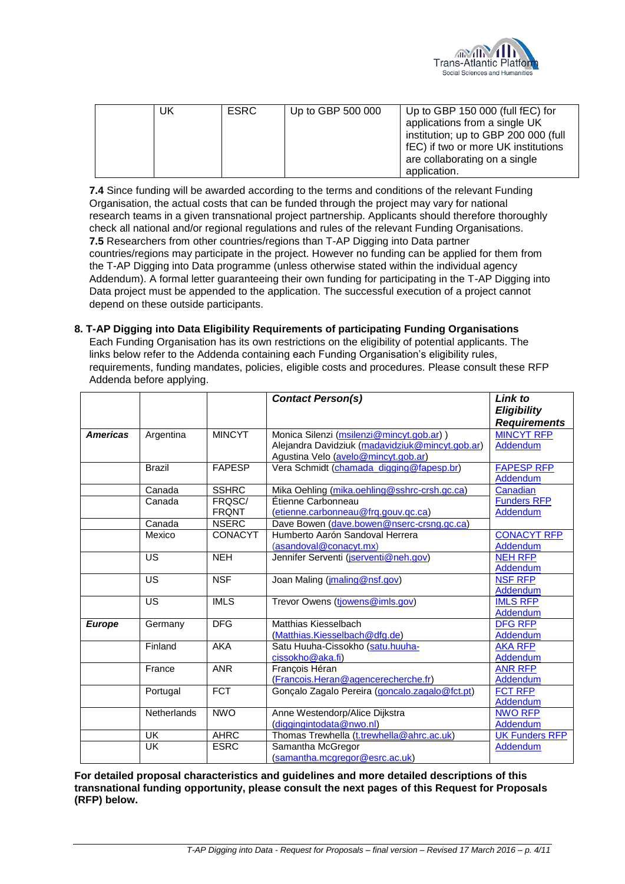| | UK | ESRC | Up to GBP 500 000 | Up to GBP 150 000 (full fEC) for applications from a single UK institution; up to GBP 200 000 (full fEC) if two or more UK institutions are collaborating on a single application. |
|---|---|---|---|---|

**7.4** Since funding will be awarded according to the terms and conditions of the relevant Funding Organisation, the actual costs that can be funded through the project may vary for national research teams in a given transnational project partnership. Applicants should therefore thoroughly check all national and/or regional regulations and rules of the relevant Funding Organisations.

**7.5** Researchers from other countries/regions than T-AP Digging into Data partner countries/regions may participate in the project. However no funding can be applied for them from the T-AP Digging into Data programme (unless otherwise stated within the individual agency Addendum). A formal letter guaranteeing their own funding for participating in the T-AP Digging into Data project must be appended to the application. The successful execution of a project cannot depend on these outside participants.

## 8. T-AP Digging into Data Eligibility Requirements of participating Funding Organisations

Each Funding Organisation has its own restrictions on the eligibility of potential applicants. The links below refer to the Addenda containing each Funding Organisation's eligibility rules, requirements, funding mandates, policies, eligible costs and procedures. Please consult these RFP Addenda before applying.

| | | | ***Contact Person(s)*** | ***Link to Eligibility Requirements*** |
|---|---|---|---|---|
| ***Americas*** | Argentina | MINCYT | Monica Silenzi (msilenzi@mincyt.gob.ar) ) Alejandra Davidziuk (madavidziuk@mincyt.gob.ar) Agustina Velo (avelo@mincyt.gob.ar) | MINCYT RFP Addendum |
| | Brazil | FAPESP | Vera Schmidt (chamada_digging@fapesp.br) | FAPESP RFP Addendum |
| | Canada | SSHRC | Mika Oehling (mika.oehling@sshrc-crsh.gc.ca) | Canadian Funders RFP Addendum |
| | Canada | FRQSC/ FRQNT | Étienne Carbonneau (etienne.carbonneau@frq.gouv.qc.ca) | |
| | Canada | NSERC | Dave Bowen (dave.bowen@nserc-crsng.gc.ca) | |
| | Mexico | CONACYT | Humberto Aarón Sandoval Herrera (asandoval@conacyt.mx) | CONACYT RFP Addendum |
| | US | NEH | Jennifer Serventi (jserventi@neh.gov) | NEH RFP Addendum |
| | US | NSF | Joan Maling (jmaling@nsf.gov) | NSF RFP Addendum |
| | US | IMLS | Trevor Owens (tjowens@imls.gov) | IMLS RFP Addendum |
| ***Europe*** | Germany | DFG | Matthias Kiesselbach (Matthias.Kiesselbach@dfg.de) | DFG RFP Addendum |
| | Finland | AKA | Satu Huuha-Cissokho (satu.huuha-cissokho@aka.fi) | AKA RFP Addendum |
| | France | ANR | François Héran (Francois.Heran@agencerecherche.fr) | ANR RFP Addendum |
| | Portugal | FCT | Gonçalo Zagalo Pereira (goncalo.zagalo@fct.pt) | FCT RFP Addendum |
| | Netherlands | NWO | Anne Westendorp/Alice Dijkstra (diggingintodata@nwo.nl) | NWO RFP Addendum |
| | UK | AHRC | Thomas Trewhella (t.trewhella@ahrc.ac.uk) | UK Funders RFP Addendum |
| | UK | ESRC | Samantha McGregor (samantha.mcgregor@esrc.ac.uk) | |

**For detailed proposal characteristics and guidelines and more detailed descriptions of this transnational funding opportunity, please consult the next pages of this Request for Proposals (RFP) below.**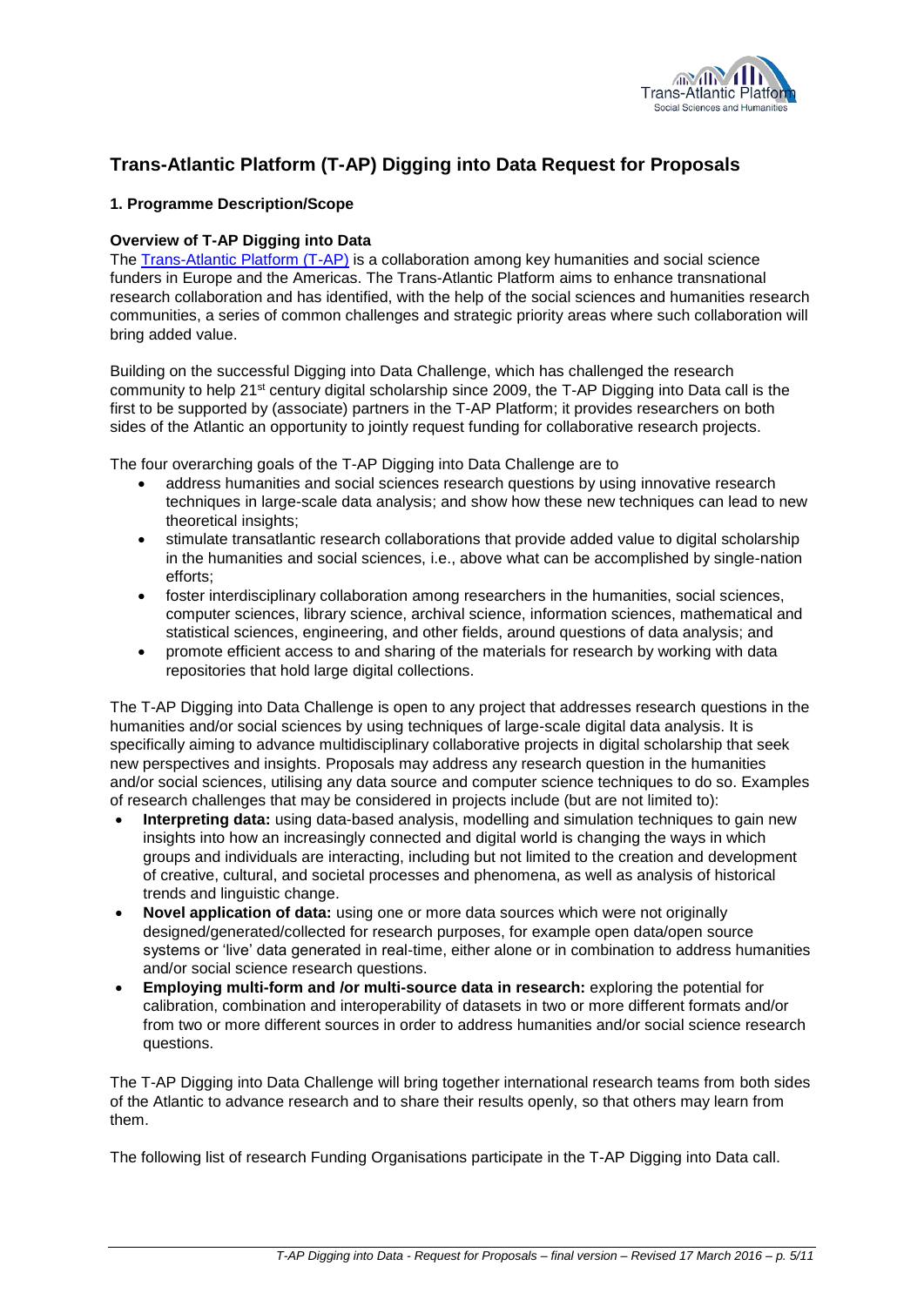# Trans-Atlantic Platform (T-AP) Digging into Data Request for Proposals

## 1. Programme Description/Scope

### Overview of T-AP Digging into Data

The [Trans-Atlantic Platform (T-AP)](#) is a collaboration among key humanities and social science funders in Europe and the Americas. The Trans-Atlantic Platform aims to enhance transnational research collaboration and has identified, with the help of the social sciences and humanities research communities, a series of common challenges and strategic priority areas where such collaboration will bring added value.

Building on the successful Digging into Data Challenge, which has challenged the research community to help 21st century digital scholarship since 2009, the T-AP Digging into Data call is the first to be supported by (associate) partners in the T-AP Platform; it provides researchers on both sides of the Atlantic an opportunity to jointly request funding for collaborative research projects.

The four overarching goals of the T-AP Digging into Data Challenge are to

- address humanities and social sciences research questions by using innovative research techniques in large-scale data analysis; and show how these new techniques can lead to new theoretical insights;
- stimulate transatlantic research collaborations that provide added value to digital scholarship in the humanities and social sciences, i.e., above what can be accomplished by single-nation efforts;
- foster interdisciplinary collaboration among researchers in the humanities, social sciences, computer sciences, library science, archival science, information sciences, mathematical and statistical sciences, engineering, and other fields, around questions of data analysis; and
- promote efficient access to and sharing of the materials for research by working with data repositories that hold large digital collections.

The T-AP Digging into Data Challenge is open to any project that addresses research questions in the humanities and/or social sciences by using techniques of large-scale digital data analysis. It is specifically aiming to advance multidisciplinary collaborative projects in digital scholarship that seek new perspectives and insights. Proposals may address any research question in the humanities and/or social sciences, utilising any data source and computer science techniques to do so. Examples of research challenges that may be considered in projects include (but are not limited to):

- **Interpreting data:** using data-based analysis, modelling and simulation techniques to gain new insights into how an increasingly connected and digital world is changing the ways in which groups and individuals are interacting, including but not limited to the creation and development of creative, cultural, and societal processes and phenomena, as well as analysis of historical trends and linguistic change.
- **Novel application of data:** using one or more data sources which were not originally designed/generated/collected for research purposes, for example open data/open source systems or 'live' data generated in real-time, either alone or in combination to address humanities and/or social science research questions.
- **Employing multi-form and /or multi-source data in research:** exploring the potential for calibration, combination and interoperability of datasets in two or more different formats and/or from two or more different sources in order to address humanities and/or social science research questions.

The T-AP Digging into Data Challenge will bring together international research teams from both sides of the Atlantic to advance research and to share their results openly, so that others may learn from them.

The following list of research Funding Organisations participate in the T-AP Digging into Data call.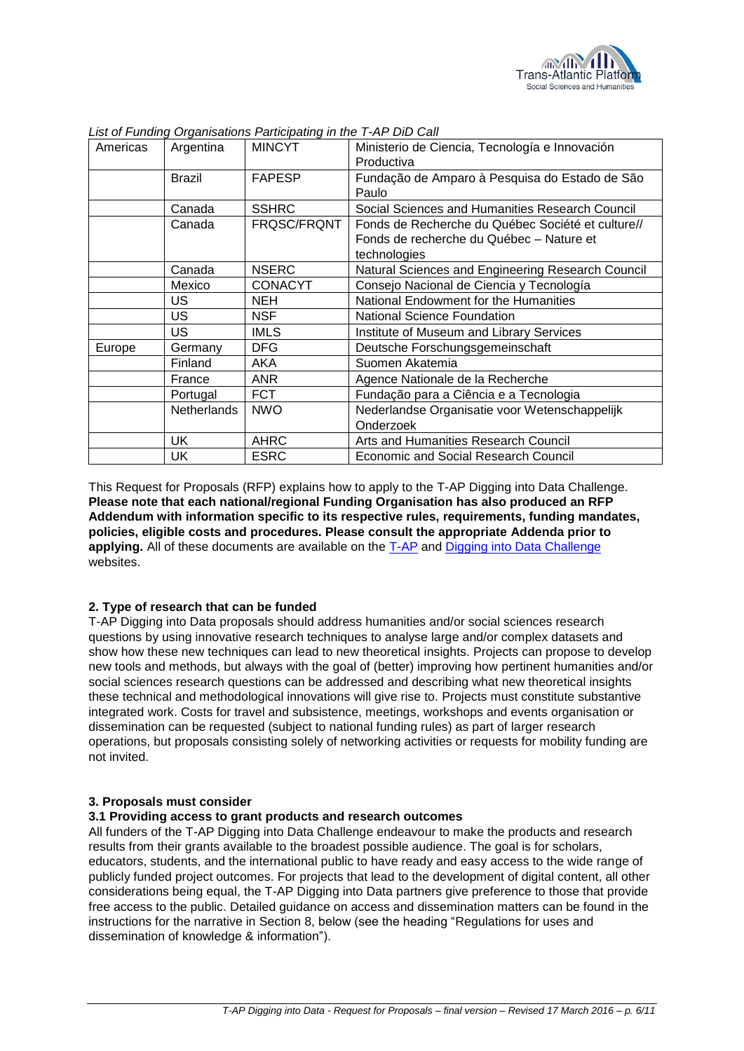*List of Funding Organisations Participating in the T-AP DiD Call*

| Americas | Argentina | MINCYT | Ministerio de Ciencia, Tecnología e Innovación Productiva |
|---|---|---|---|
| | Brazil | FAPESP | Fundação de Amparo à Pesquisa do Estado de São Paulo |
| | Canada | SSHRC | Social Sciences and Humanities Research Council |
| | Canada | FRQSC/FRQNT | Fonds de Recherche du Québec Société et culture// Fonds de recherche du Québec – Nature et technologies |
| | Canada | NSERC | Natural Sciences and Engineering Research Council |
| | Mexico | CONACYT | Consejo Nacional de Ciencia y Tecnología |
| | US | NEH | National Endowment for the Humanities |
| | US | NSF | National Science Foundation |
| | US | IMLS | Institute of Museum and Library Services |
| Europe | Germany | DFG | Deutsche Forschungsgemeinschaft |
| | Finland | AKA | Suomen Akatemia |
| | France | ANR | Agence Nationale de la Recherche |
| | Portugal | FCT | Fundação para a Ciência e a Tecnologia |
| | Netherlands | NWO | Nederlandse Organisatie voor Wetenschappelijk Onderzoek |
| | UK | AHRC | Arts and Humanities Research Council |
| | UK | ESRC | Economic and Social Research Council |

This Request for Proposals (RFP) explains how to apply to the T-AP Digging into Data Challenge. **Please note that each national/regional Funding Organisation has also produced an RFP Addendum with information specific to its respective rules, requirements, funding mandates, policies, eligible costs and procedures. Please consult the appropriate Addenda prior to applying.** All of these documents are available on the T-AP and Digging into Data Challenge websites.

### 2. Type of research that can be funded

T-AP Digging into Data proposals should address humanities and/or social sciences research questions by using innovative research techniques to analyse large and/or complex datasets and show how these new techniques can lead to new theoretical insights. Projects can propose to develop new tools and methods, but always with the goal of (better) improving how pertinent humanities and/or social sciences research questions can be addressed and describing what new theoretical insights these technical and methodological innovations will give rise to. Projects must constitute substantive integrated work. Costs for travel and subsistence, meetings, workshops and events organisation or dissemination can be requested (subject to national funding rules) as part of larger research operations, but proposals consisting solely of networking activities or requests for mobility funding are not invited.

### 3. Proposals must consider

#### 3.1 Providing access to grant products and research outcomes

All funders of the T-AP Digging into Data Challenge endeavour to make the products and research results from their grants available to the broadest possible audience. The goal is for scholars, educators, students, and the international public to have ready and easy access to the wide range of publicly funded project outcomes. For projects that lead to the development of digital content, all other considerations being equal, the T-AP Digging into Data partners give preference to those that provide free access to the public. Detailed guidance on access and dissemination matters can be found in the instructions for the narrative in Section 8, below (see the heading "Regulations for uses and dissemination of knowledge & information").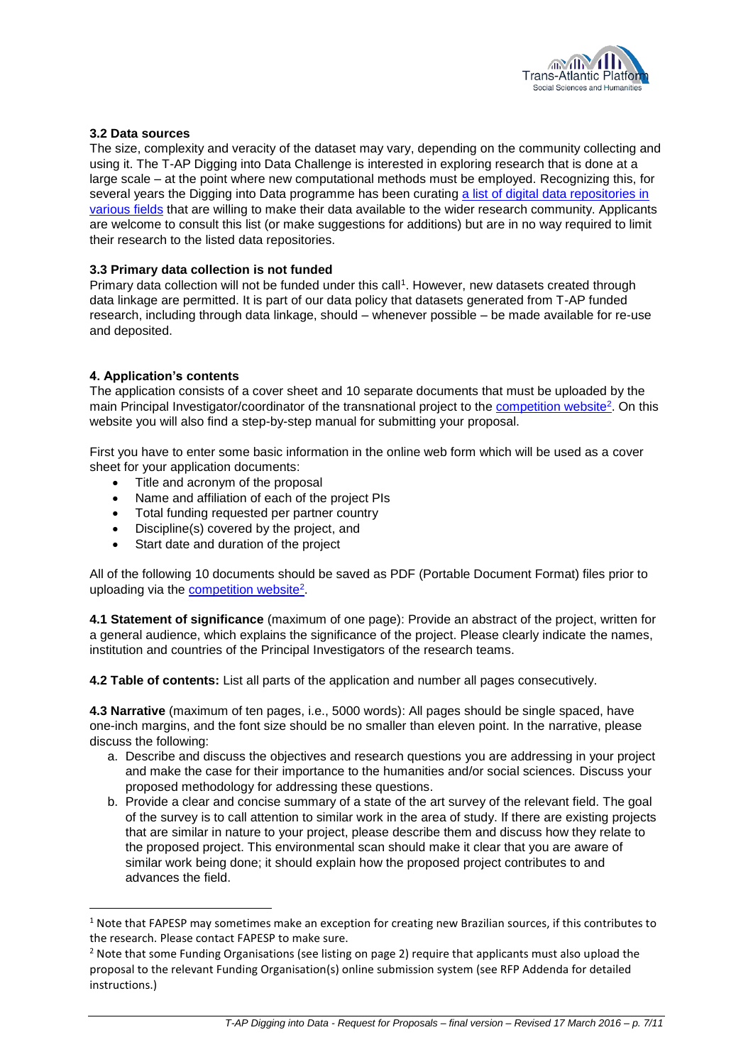### 3.2 Data sources

The size, complexity and veracity of the dataset may vary, depending on the community collecting and using it. The T-AP Digging into Data Challenge is interested in exploring research that is done at a large scale – at the point where new computational methods must be employed. Recognizing this, for several years the Digging into Data programme has been curating a list of digital data repositories in various fields that are willing to make their data available to the wider research community. Applicants are welcome to consult this list (or make suggestions for additions) but are in no way required to limit their research to the listed data repositories.

### 3.3 Primary data collection is not funded

Primary data collection will not be funded under this call[1]. However, new datasets created through data linkage are permitted. It is part of our data policy that datasets generated from T-AP funded research, including through data linkage, should – whenever possible – be made available for re-use and deposited.

## 4. Application's contents

The application consists of a cover sheet and 10 separate documents that must be uploaded by the main Principal Investigator/coordinator of the transnational project to the competition website[2]. On this website you will also find a step-by-step manual for submitting your proposal.

First you have to enter some basic information in the online web form which will be used as a cover sheet for your application documents:

- Title and acronym of the proposal
- Name and affiliation of each of the project PIs
- Total funding requested per partner country
- Discipline(s) covered by the project, and
- Start date and duration of the project

All of the following 10 documents should be saved as PDF (Portable Document Format) files prior to uploading via the competition website[2].

**4.1 Statement of significance** (maximum of one page): Provide an abstract of the project, written for a general audience, which explains the significance of the project. Please clearly indicate the names, institution and countries of the Principal Investigators of the research teams.

**4.2 Table of contents:** List all parts of the application and number all pages consecutively.

**4.3 Narrative** (maximum of ten pages, i.e., 5000 words): All pages should be single spaced, have one-inch margins, and the font size should be no smaller than eleven point. In the narrative, please discuss the following:

a. Describe and discuss the objectives and research questions you are addressing in your project and make the case for their importance to the humanities and/or social sciences. Discuss your proposed methodology for addressing these questions.
b. Provide a clear and concise summary of a state of the art survey of the relevant field. The goal of the survey is to call attention to similar work in the area of study. If there are existing projects that are similar in nature to your project, please describe them and discuss how they relate to the proposed project. This environmental scan should make it clear that you are aware of similar work being done; it should explain how the proposed project contributes to and advances the field.

---

[1] Note that FAPESP may sometimes make an exception for creating new Brazilian sources, if this contributes to the research. Please contact FAPESP to make sure.

[2] Note that some Funding Organisations (see listing on page 2) require that applicants must also upload the proposal to the relevant Funding Organisation(s) online submission system (see RFP Addenda for detailed instructions.)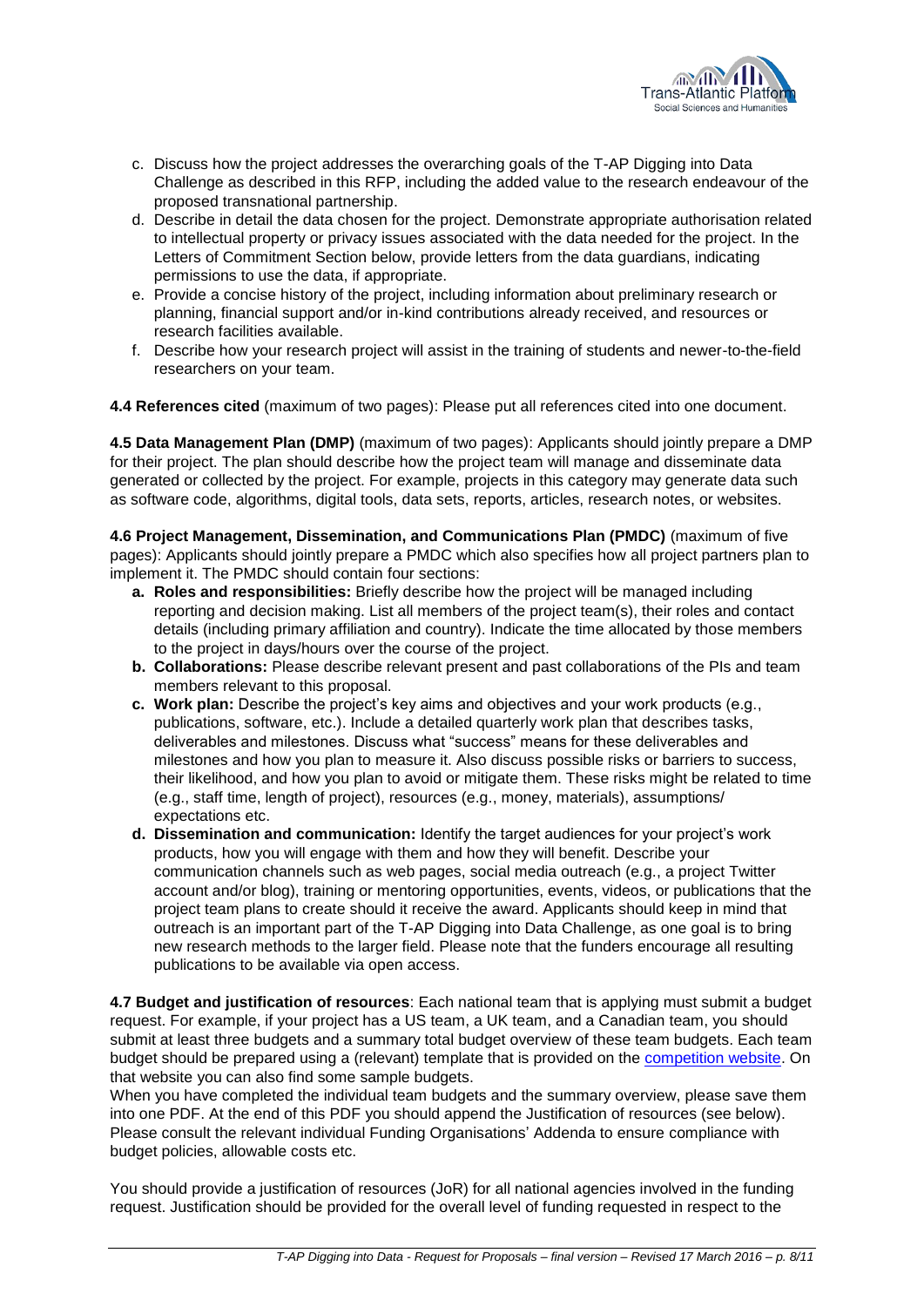c. Discuss how the project addresses the overarching goals of the T-AP Digging into Data Challenge as described in this RFP, including the added value to the research endeavour of the proposed transnational partnership.

d. Describe in detail the data chosen for the project. Demonstrate appropriate authorisation related to intellectual property or privacy issues associated with the data needed for the project. In the Letters of Commitment Section below, provide letters from the data guardians, indicating permissions to use the data, if appropriate.

e. Provide a concise history of the project, including information about preliminary research or planning, financial support and/or in-kind contributions already received, and resources or research facilities available.

f. Describe how your research project will assist in the training of students and newer-to-the-field researchers on your team.

**4.4 References cited** (maximum of two pages): Please put all references cited into one document.

**4.5 Data Management Plan (DMP)** (maximum of two pages): Applicants should jointly prepare a DMP for their project. The plan should describe how the project team will manage and disseminate data generated or collected by the project. For example, projects in this category may generate data such as software code, algorithms, digital tools, data sets, reports, articles, research notes, or websites.

**4.6 Project Management, Dissemination, and Communications Plan (PMDC)** (maximum of five pages): Applicants should jointly prepare a PMDC which also specifies how all project partners plan to implement it. The PMDC should contain four sections:

a. **Roles and responsibilities:** Briefly describe how the project will be managed including reporting and decision making. List all members of the project team(s), their roles and contact details (including primary affiliation and country). Indicate the time allocated by those members to the project in days/hours over the course of the project.

b. **Collaborations:** Please describe relevant present and past collaborations of the PIs and team members relevant to this proposal.

c. **Work plan:** Describe the project's key aims and objectives and your work products (e.g., publications, software, etc.). Include a detailed quarterly work plan that describes tasks, deliverables and milestones. Discuss what "success" means for these deliverables and milestones and how you plan to measure it. Also discuss possible risks or barriers to success, their likelihood, and how you plan to avoid or mitigate them. These risks might be related to time (e.g., staff time, length of project), resources (e.g., money, materials), assumptions/ expectations etc.

d. **Dissemination and communication:** Identify the target audiences for your project's work products, how you will engage with them and how they will benefit. Describe your communication channels such as web pages, social media outreach (e.g., a project Twitter account and/or blog), training or mentoring opportunities, events, videos, or publications that the project team plans to create should it receive the award. Applicants should keep in mind that outreach is an important part of the T-AP Digging into Data Challenge, as one goal is to bring new research methods to the larger field. Please note that the funders encourage all resulting publications to be available via open access.

**4.7 Budget and justification of resources**: Each national team that is applying must submit a budget request. For example, if your project has a US team, a UK team, and a Canadian team, you should submit at least three budgets and a summary total budget overview of these team budgets. Each team budget should be prepared using a (relevant) template that is provided on the competition website. On that website you can also find some sample budgets.

When you have completed the individual team budgets and the summary overview, please save them into one PDF. At the end of this PDF you should append the Justification of resources (see below). Please consult the relevant individual Funding Organisations' Addenda to ensure compliance with budget policies, allowable costs etc.

You should provide a justification of resources (JoR) for all national agencies involved in the funding request. Justification should be provided for the overall level of funding requested in respect to the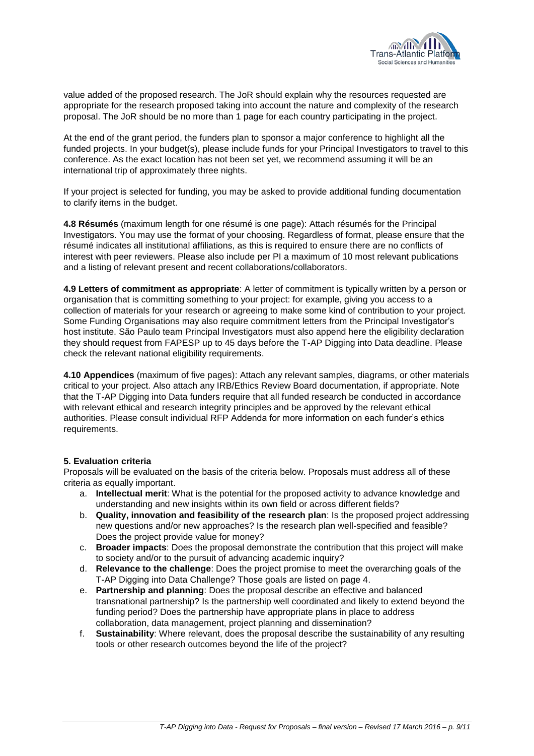value added of the proposed research. The JoR should explain why the resources requested are appropriate for the research proposed taking into account the nature and complexity of the research proposal. The JoR should be no more than 1 page for each country participating in the project.

At the end of the grant period, the funders plan to sponsor a major conference to highlight all the funded projects. In your budget(s), please include funds for your Principal Investigators to travel to this conference. As the exact location has not been set yet, we recommend assuming it will be an international trip of approximately three nights.

If your project is selected for funding, you may be asked to provide additional funding documentation to clarify items in the budget.

**4.8 Résumés** (maximum length for one résumé is one page): Attach résumés for the Principal Investigators. You may use the format of your choosing. Regardless of format, please ensure that the résumé indicates all institutional affiliations, as this is required to ensure there are no conflicts of interest with peer reviewers. Please also include per PI a maximum of 10 most relevant publications and a listing of relevant present and recent collaborations/collaborators.

**4.9 Letters of commitment as appropriate**: A letter of commitment is typically written by a person or organisation that is committing something to your project: for example, giving you access to a collection of materials for your research or agreeing to make some kind of contribution to your project. Some Funding Organisations may also require commitment letters from the Principal Investigator's host institute. São Paulo team Principal Investigators must also append here the eligibility declaration they should request from FAPESP up to 45 days before the T-AP Digging into Data deadline. Please check the relevant national eligibility requirements.

**4.10 Appendices** (maximum of five pages): Attach any relevant samples, diagrams, or other materials critical to your project. Also attach any IRB/Ethics Review Board documentation, if appropriate. Note that the T-AP Digging into Data funders require that all funded research be conducted in accordance with relevant ethical and research integrity principles and be approved by the relevant ethical authorities. Please consult individual RFP Addenda for more information on each funder's ethics requirements.

## 5. Evaluation criteria

Proposals will be evaluated on the basis of the criteria below. Proposals must address all of these criteria as equally important.

a. **Intellectual merit**: What is the potential for the proposed activity to advance knowledge and understanding and new insights within its own field or across different fields?
b. **Quality, innovation and feasibility of the research plan**: Is the proposed project addressing new questions and/or new approaches? Is the research plan well-specified and feasible? Does the project provide value for money?
c. **Broader impacts**: Does the proposal demonstrate the contribution that this project will make to society and/or to the pursuit of advancing academic inquiry?
d. **Relevance to the challenge**: Does the project promise to meet the overarching goals of the T-AP Digging into Data Challenge? Those goals are listed on page 4.
e. **Partnership and planning**: Does the proposal describe an effective and balanced transnational partnership? Is the partnership well coordinated and likely to extend beyond the funding period? Does the partnership have appropriate plans in place to address collaboration, data management, project planning and dissemination?
f. **Sustainability**: Where relevant, does the proposal describe the sustainability of any resulting tools or other research outcomes beyond the life of the project?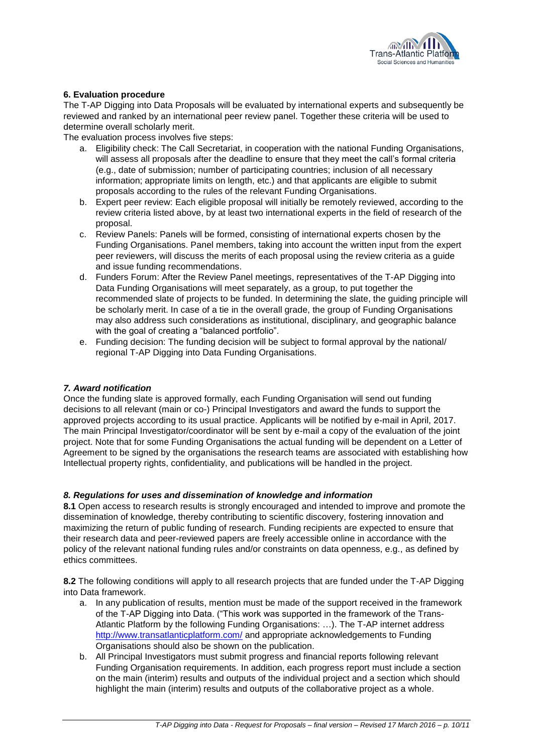**6. Evaluation procedure**

The T-AP Digging into Data Proposals will be evaluated by international experts and subsequently be reviewed and ranked by an international peer review panel. Together these criteria will be used to determine overall scholarly merit.

The evaluation process involves five steps:

a. Eligibility check: The Call Secretariat, in cooperation with the national Funding Organisations, will assess all proposals after the deadline to ensure that they meet the call's formal criteria (e.g., date of submission; number of participating countries; inclusion of all necessary information; appropriate limits on length, etc.) and that applicants are eligible to submit proposals according to the rules of the relevant Funding Organisations.
b. Expert peer review: Each eligible proposal will initially be remotely reviewed, according to the review criteria listed above, by at least two international experts in the field of research of the proposal.
c. Review Panels: Panels will be formed, consisting of international experts chosen by the Funding Organisations. Panel members, taking into account the written input from the expert peer reviewers, will discuss the merits of each proposal using the review criteria as a guide and issue funding recommendations.
d. Funders Forum: After the Review Panel meetings, representatives of the T-AP Digging into Data Funding Organisations will meet separately, as a group, to put together the recommended slate of projects to be funded. In determining the slate, the guiding principle will be scholarly merit. In case of a tie in the overall grade, the group of Funding Organisations may also address such considerations as institutional, disciplinary, and geographic balance with the goal of creating a "balanced portfolio".
e. Funding decision: The funding decision will be subject to formal approval by the national/ regional T-AP Digging into Data Funding Organisations.

***7. Award notification***

Once the funding slate is approved formally, each Funding Organisation will send out funding decisions to all relevant (main or co-) Principal Investigators and award the funds to support the approved projects according to its usual practice. Applicants will be notified by e-mail in April, 2017. The main Principal Investigator/coordinator will be sent by e-mail a copy of the evaluation of the joint project. Note that for some Funding Organisations the actual funding will be dependent on a Letter of Agreement to be signed by the organisations the research teams are associated with establishing how Intellectual property rights, confidentiality, and publications will be handled in the project.

***8. Regulations for uses and dissemination of knowledge and information***

**8.1** Open access to research results is strongly encouraged and intended to improve and promote the dissemination of knowledge, thereby contributing to scientific discovery, fostering innovation and maximizing the return of public funding of research. Funding recipients are expected to ensure that their research data and peer-reviewed papers are freely accessible online in accordance with the policy of the relevant national funding rules and/or constraints on data openness, e.g., as defined by ethics committees.

**8.2** The following conditions will apply to all research projects that are funded under the T-AP Digging into Data framework.

a. In any publication of results, mention must be made of the support received in the framework of the T-AP Digging into Data. ("This work was supported in the framework of the Trans-Atlantic Platform by the following Funding Organisations: …). The T-AP internet address http://www.transatlanticplatform.com/ and appropriate acknowledgements to Funding Organisations should also be shown on the publication.
b. All Principal Investigators must submit progress and financial reports following relevant Funding Organisation requirements. In addition, each progress report must include a section on the main (interim) results and outputs of the individual project and a section which should highlight the main (interim) results and outputs of the collaborative project as a whole.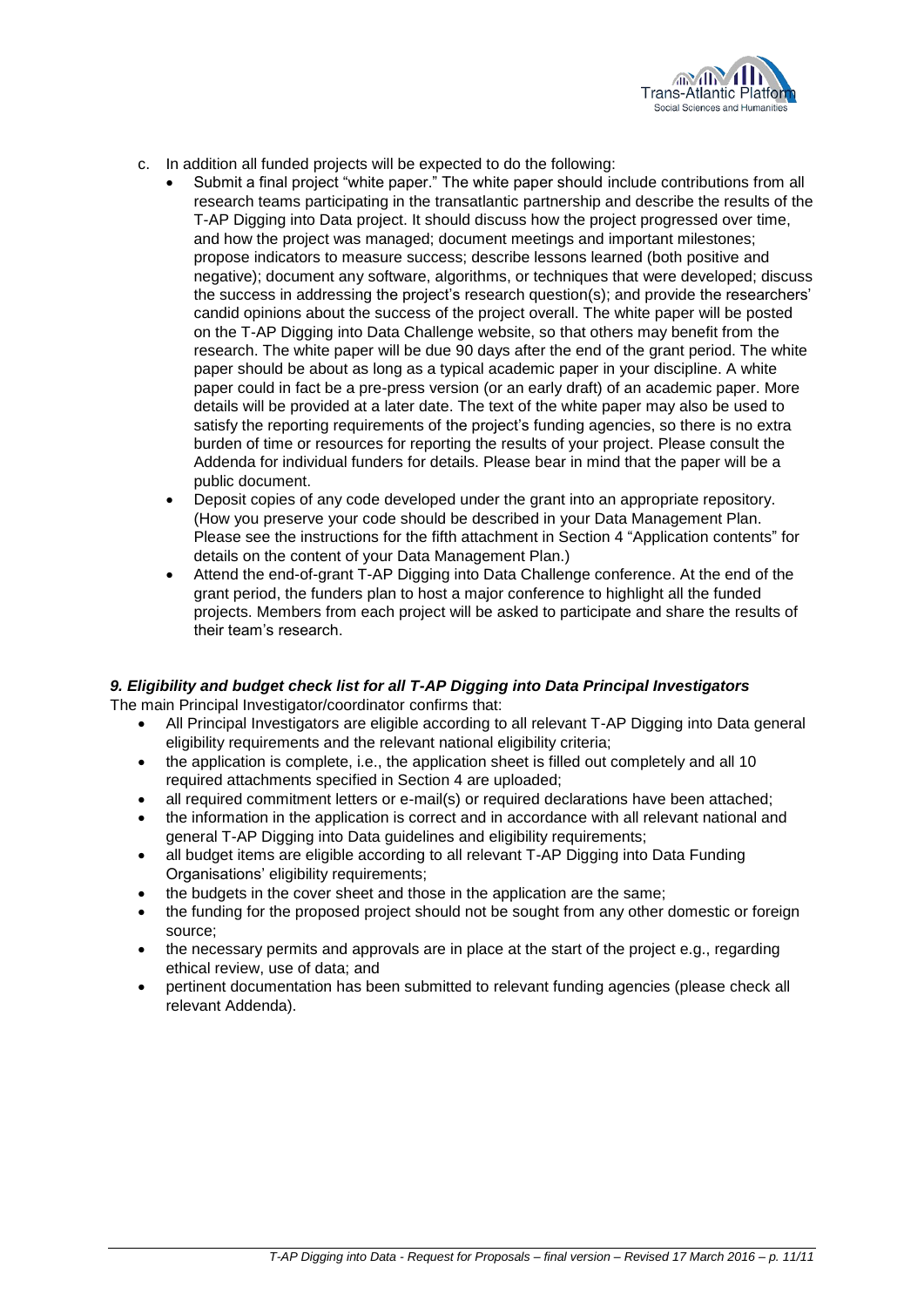c. In addition all funded projects will be expected to do the following:
   - Submit a final project "white paper." The white paper should include contributions from all research teams participating in the transatlantic partnership and describe the results of the T-AP Digging into Data project. It should discuss how the project progressed over time, and how the project was managed; document meetings and important milestones; propose indicators to measure success; describe lessons learned (both positive and negative); document any software, algorithms, or techniques that were developed; discuss the success in addressing the project's research question(s); and provide the researchers' candid opinions about the success of the project overall. The white paper will be posted on the T-AP Digging into Data Challenge website, so that others may benefit from the research. The white paper will be due 90 days after the end of the grant period. The white paper should be about as long as a typical academic paper in your discipline. A white paper could in fact be a pre-press version (or an early draft) of an academic paper. More details will be provided at a later date. The text of the white paper may also be used to satisfy the reporting requirements of the project's funding agencies, so there is no extra burden of time or resources for reporting the results of your project. Please consult the Addenda for individual funders for details. Please bear in mind that the paper will be a public document.
   - Deposit copies of any code developed under the grant into an appropriate repository. (How you preserve your code should be described in your Data Management Plan. Please see the instructions for the fifth attachment in Section 4 "Application contents" for details on the content of your Data Management Plan.)
   - Attend the end-of-grant T-AP Digging into Data Challenge conference. At the end of the grant period, the funders plan to host a major conference to highlight all the funded projects. Members from each project will be asked to participate and share the results of their team's research.

### *9. Eligibility and budget check list for all T-AP Digging into Data Principal Investigators*

The main Principal Investigator/coordinator confirms that:

- All Principal Investigators are eligible according to all relevant T-AP Digging into Data general eligibility requirements and the relevant national eligibility criteria;
- the application is complete, i.e., the application sheet is filled out completely and all 10 required attachments specified in Section 4 are uploaded;
- all required commitment letters or e-mail(s) or required declarations have been attached;
- the information in the application is correct and in accordance with all relevant national and general T-AP Digging into Data guidelines and eligibility requirements;
- all budget items are eligible according to all relevant T-AP Digging into Data Funding Organisations' eligibility requirements;
- the budgets in the cover sheet and those in the application are the same;
- the funding for the proposed project should not be sought from any other domestic or foreign source;
- the necessary permits and approvals are in place at the start of the project e.g., regarding ethical review, use of data; and
- pertinent documentation has been submitted to relevant funding agencies (please check all relevant Addenda).